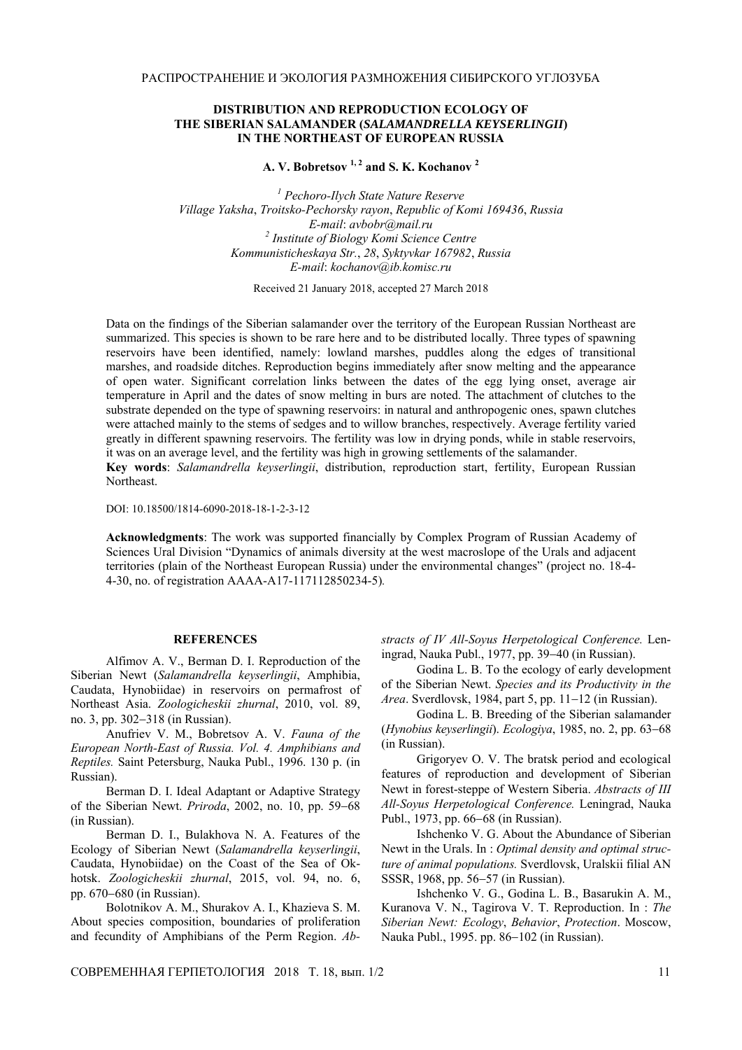РАСПРОСТРАНЕНИЕ И ЭКОЛОГИЯ РАЗМНОЖЕНИЯ СИБИРСКОГО УГЛОЗУБА

# DISTRIBUTION AND REPRODUCTION ECOLOGY OF THE SIBERIAN SALAMANDER (*SALAMANDRELLA KEYSERLINGII*) IN THE NORTHEAST OF EUROPEAN RUSSIA

**A. V. Bobretsov [1, 2] and S. K. Kochanov [2]**

*[1] Pechoro-Ilych State Nature Reserve*
*Village Yaksha, Troitsko-Pechorsky rayon, Republic of Komi 169436, Russia*
*E-mail: avbobr@mail.ru*
*[2] Institute of Biology Komi Science Centre*
*Kommunisticheskaya Str., 28, Syktyvkar 167982, Russia*
*E-mail: kochanov@ib.komisc.ru*

Received 21 January 2018, accepted 27 March 2018

Data on the findings of the Siberian salamander over the territory of the European Russian Northeast are summarized. This species is shown to be rare here and to be distributed locally. Three types of spawning reservoirs have been identified, namely: lowland marshes, puddles along the edges of transitional marshes, and roadside ditches. Reproduction begins immediately after snow melting and the appearance of open water. Significant correlation links between the dates of the egg lying onset, average air temperature in April and the dates of snow melting in burs are noted. The attachment of clutches to the substrate depended on the type of spawning reservoirs: in natural and anthropogenic ones, spawn clutches were attached mainly to the stems of sedges and to willow branches, respectively. Average fertility varied greatly in different spawning reservoirs. The fertility was low in drying ponds, while in stable reservoirs, it was on an average level, and the fertility was high in growing settlements of the salamander.

**Key words**: *Salamandrella keyserlingii*, distribution, reproduction start, fertility, European Russian Northeast.

DOI: 10.18500/1814-6090-2018-18-1-2-3-12

**Acknowledgments**: The work was supported financially by Complex Program of Russian Academy of Sciences Ural Division "Dynamics of animals diversity at the west macroslope of the Urals and adjacent territories (plain of the Northeast European Russia) under the environmental changes" (project no. 18-4-4-30, no. of registration AAAA-A17-117112850234-5).

## REFERENCES

Alfimov A. V., Berman D. I. Reproduction of the Siberian Newt (*Salamandrella keyserlingii*, Amphibia, Caudata, Hynobiidae) in reservoirs on permafrost of Northeast Asia. *Zoologicheskii zhurnal*, 2010, vol. 89, no. 3, pp. 302–318 (in Russian).

Anufriev V. M., Bobretsov A. V. *Fauna of the European North-East of Russia. Vol. 4. Amphibians and Reptiles.* Saint Petersburg, Nauka Publ., 1996. 130 p. (in Russian).

Berman D. I. Ideal Adaptant or Adaptive Strategy of the Siberian Newt. *Priroda*, 2002, no. 10, pp. 59–68 (in Russian).

Berman D. I., Bulakhova N. A. Features of the Ecology of Siberian Newt (*Salamandrella keyserlingii*, Caudata, Hynobiidae) on the Coast of the Sea of Okhotsk. *Zoologicheskii zhurnal*, 2015, vol. 94, no. 6, pp. 670–680 (in Russian).

Bolotnikov A. M., Shurakov A. I., Khazieva S. M. About species composition, boundaries of proliferation and fecundity of Amphibians of the Perm Region. *Abstracts of IV All-Soyus Herpetological Conference.* Leningrad, Nauka Publ., 1977, pp. 39–40 (in Russian).

Godina L. B. To the ecology of early development of the Siberian Newt. *Species and its Productivity in the Area*. Sverdlovsk, 1984, part 5, pp. 11–12 (in Russian).

Godina L. B. Breeding of the Siberian salamander (*Hynobius keyserlingii*). *Ecologiya*, 1985, no. 2, pp. 63–68 (in Russian).

Grigoryev O. V. The bratsk period and ecological features of reproduction and development of Siberian Newt in forest-steppe of Western Siberia. *Abstracts of III All-Soyus Herpetological Conference.* Leningrad, Nauka Publ., 1973, pp. 66–68 (in Russian).

Ishchenko V. G. About the Abundance of Siberian Newt in the Urals. In : *Optimal density and optimal structure of animal populations.* Sverdlovsk, Uralskii filial AN SSSR, 1968, pp. 56–57 (in Russian).

Ishchenko V. G., Godina L. B., Basarukin A. M., Kuranova V. N., Tagirova V. T. Reproduction. In : *The Siberian Newt: Ecology, Behavior, Protection*. Moscow, Nauka Publ., 1995. pp. 86–102 (in Russian).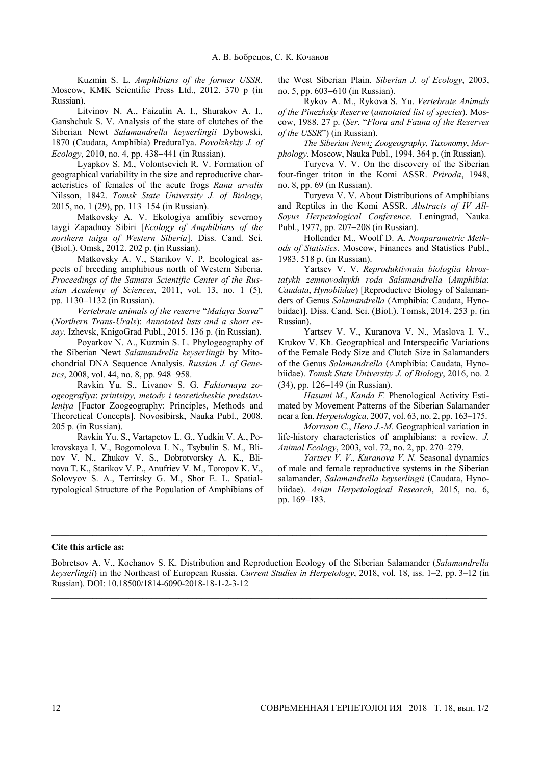Kuzmin S. L. *Amphibians of the former USSR*. Moscow, KMK Scientific Press Ltd., 2012. 370 p (in Russian).

Litvinov N. A., Faizulin A. I., Shurakov A. I., Ganshchuk S. V. Analysis of the state of clutches of the Siberian Newt *Salamandrella keyserlingii* Dybowski, 1870 (Caudata, Amphibia) Predural'ya. *Povolzhskiy J. of Ecology*, 2010, no. 4, pp. 438–441 (in Russian).

Lyapkov S. M., Volontsevich R. V. Formation of geographical variability in the size and reproductive characteristics of females of the acute frogs *Rana arvalis* Nilsson, 1842. *Tomsk State University J. of Biology*, 2015, no. 1 (29), pp. 113–154 (in Russian).

Matkovsky A. V. Ekologiya amfibiy severnoy taygi Zapadnoy Sibiri [*Ecology of Amphibians of the northern taiga of Western Siberia*]. Diss. Cand. Sci. (Biol.). Omsk, 2012. 202 p. (in Russian).

Matkovsky A. V., Starikov V. P. Ecological aspects of breeding amphibious north of Western Siberia. *Proceedings of the Samara Scientific Center of the Russian Academy of Sciences*, 2011, vol. 13, no. 1 (5), pp. 1130–1132 (in Russian).

*Vertebrate animals of the reserve* "*Malaya Sosva*" (*Northern Trans-Urals*): *Annotated lists and a short essay.* Izhevsk, KnigoGrad Publ., 2015. 136 p. (in Russian).

Poyarkov N. A., Kuzmin S. L. Phylogeography of the Siberian Newt *Salamandrella keyserlingii* by Mitochondrial DNA Sequence Analysis. *Russian J. of Genetics*, 2008, vol. 44, no. 8, pp. 948–958.

Ravkin Yu. S., Livanov S. G. *Faktornaya zoogeografiya*: *printsipy, metody i teoreticheskie predstavleniya* [Factor Zoogeography: Principles, Methods and Theoretical Concepts]. Novosibirsk, Nauka Publ., 2008. 205 p. (in Russian).

Ravkin Yu. S., Vartapetov L. G., Yudkin V. A., Pokrovskaya I. V., Bogomolova I. N., Tsybulin S. M., Blinov V. N., Zhukov V. S., Dobrotvorsky A. K., Blinova T. K., Starikov V. P., Anufriev V. M., Toropov K. V., Solovyov S. A., Tertitsky G. M., Shor E. L. Spatial-typological Structure of the Population of Amphibians of the West Siberian Plain. *Siberian J. of Ecology*, 2003, no. 5, pp. 603–610 (in Russian).

Rykov A. M., Rykova S. Yu. *Vertebrate Animals of the Pinezhsky Reserve* (*annotated list of species*). Moscow, 1988. 27 p. (*Ser.* "*Flora and Fauna of the Reserves of the USSR*") (in Russian).

*The Siberian Newt: Zoogeography*, *Taxonomy*, *Morphology*. Moscow, Nauka Publ., 1994. 364 p. (in Russian).

Turyeva V. V. On the discovery of the Siberian four-finger triton in the Komi ASSR. *Priroda*, 1948, no. 8, pp. 69 (in Russian).

Turyeva V. V. About Distributions of Amphibians and Reptiles in the Komi ASSR. *Abstracts of IV All-Soyus Herpetological Conference.* Leningrad, Nauka Publ., 1977, pp. 207–208 (in Russian).

Hollender M., Woolf D. A. *Nonparametric Methods of Statistics*. Moscow, Finances and Statistics Publ., 1983. 518 p. (in Russian).

Yartsev V. V. *Reproduktivnaia biologiia khvostatykh zemnovodnykh roda Salamandrella* (*Amphibia*: *Caudata*, *Hynobiidae*) [Reproductive Biology of Salamanders of Genus *Salamandrella* (Amphibia: Caudata, Hynobiidae)]. Diss. Cand. Sci. (Biol.). Tomsk, 2014. 253 p. (in Russian).

Yartsev V. V., Kuranova V. N., Maslova I. V., Krukov V. Kh. Geographical and Interspecific Variations of the Female Body Size and Clutch Size in Salamanders of the Genus *Salamandrella* (Amphibia: Caudata, Hynobiidae). *Tomsk State University J. of Biology*, 2016, no. 2 (34), pp. 126–149 (in Russian).

*Hasumi M*., *Kanda F.* Phenological Activity Estimated by Movement Patterns of the Siberian Salamander near a fen. *Herpetologica*, 2007, vol. 63, no. 2, pp. 163–175.

*Morrison C*., *Hero J.-M.* Geographical variation in life-history characteristics of amphibians: a review. *J. Animal Ecology*, 2003, vol. 72, no. 2, pp. 270–279.

*Yartsev V. V*., *Kuranova V. N.* Seasonal dynamics of male and female reproductive systems in the Siberian salamander, *Salamandrella keyserlingii* (Caudata, Hynobiidae). *Asian Herpetological Research*, 2015, no. 6, pp. 169–183.

---

**Cite this article as:**

Bobretsov A. V., Kochanov S. K. Distribution and Reproduction Ecology of the Siberian Salamander (*Salamandrella keyserlingii*) in the Northeast of European Russia. *Current Studies in Herpetology*, 2018, vol. 18, iss. 1–2, pp. 3–12 (in Russian). DOI: 10.18500/1814-6090-2018-18-1-2-3-12

---